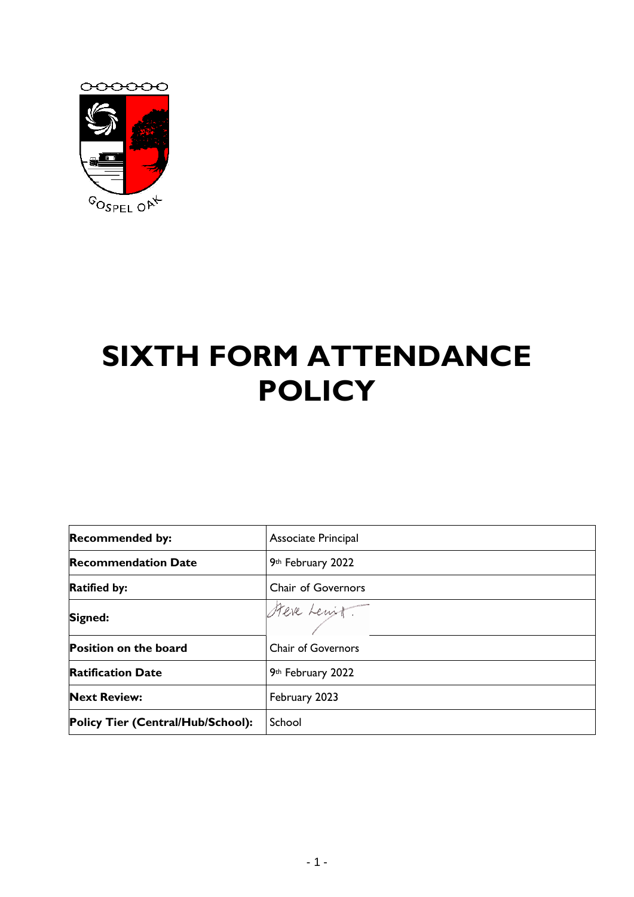GOSPEL OAK

# SIXTH FORM ATTENDANCE POLICY

| | |
|---|---|
| **Recommended by:** | Associate Principal |
| **Recommendation Date** | 9th February 2022 |
| **Ratified by:** | Chair of Governors |
| **Signed:** | Steve Lewis |
| **Position on the board** | Chair of Governors |
| **Ratification Date** | 9th February 2022 |
| **Next Review:** | February 2023 |
| **Policy Tier (Central/Hub/School):** | School |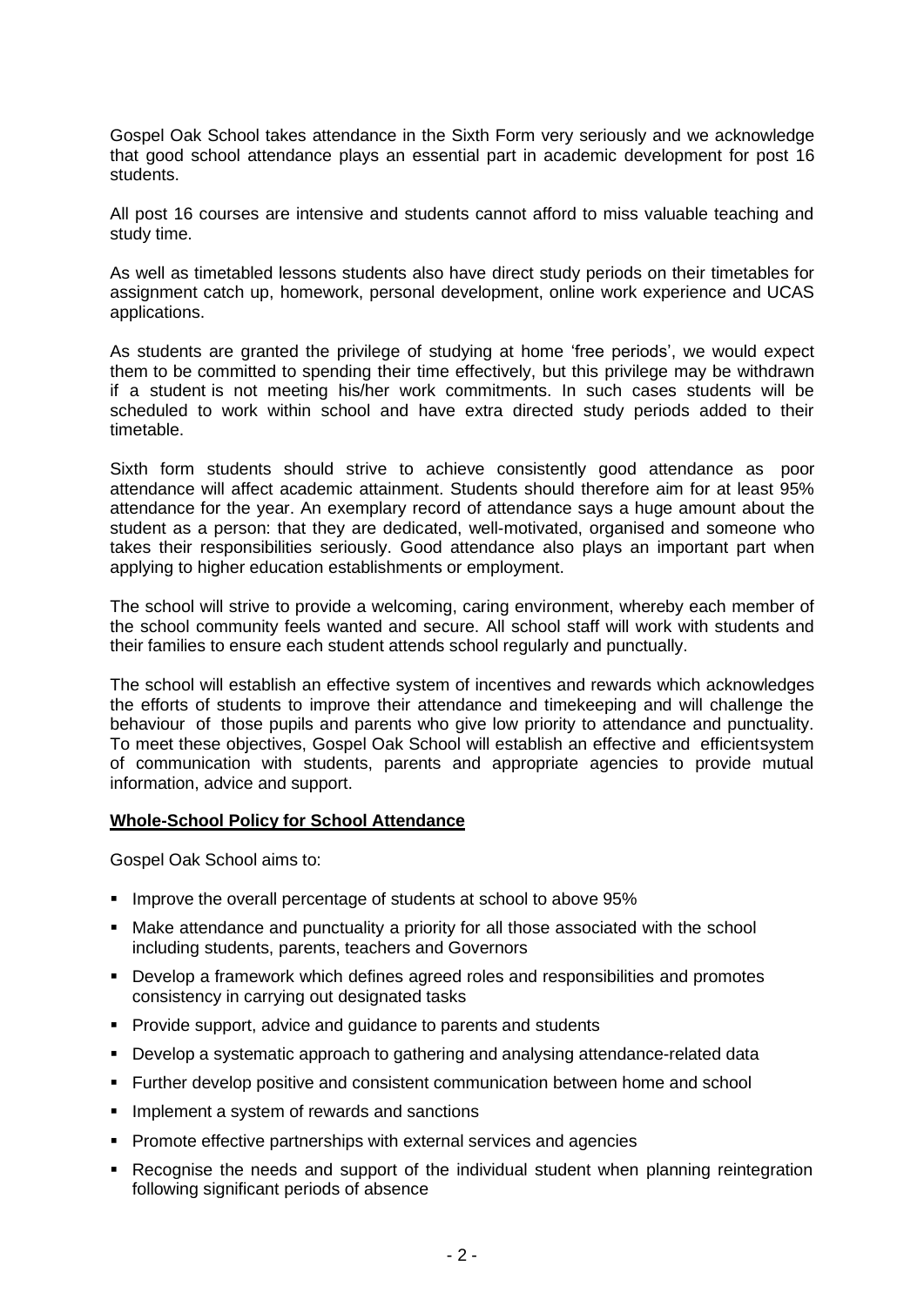Gospel Oak School takes attendance in the Sixth Form very seriously and we acknowledge that good school attendance plays an essential part in academic development for post 16 students.

All post 16 courses are intensive and students cannot afford to miss valuable teaching and study time.

As well as timetabled lessons students also have direct study periods on their timetables for assignment catch up, homework, personal development, online work experience and UCAS applications.

As students are granted the privilege of studying at home 'free periods', we would expect them to be committed to spending their time effectively, but this privilege may be withdrawn if a student is not meeting his/her work commitments. In such cases students will be scheduled to work within school and have extra directed study periods added to their timetable.

Sixth form students should strive to achieve consistently good attendance as poor attendance will affect academic attainment. Students should therefore aim for at least 95% attendance for the year. An exemplary record of attendance says a huge amount about the student as a person: that they are dedicated, well-motivated, organised and someone who takes their responsibilities seriously. Good attendance also plays an important part when applying to higher education establishments or employment.

The school will strive to provide a welcoming, caring environment, whereby each member of the school community feels wanted and secure. All school staff will work with students and their families to ensure each student attends school regularly and punctually.

The school will establish an effective system of incentives and rewards which acknowledges the efforts of students to improve their attendance and timekeeping and will challenge the behaviour of those pupils and parents who give low priority to attendance and punctuality. To meet these objectives, Gospel Oak School will establish an effective and efficientsystem of communication with students, parents and appropriate agencies to provide mutual information, advice and support.

**Whole-School Policy for School Attendance**

Gospel Oak School aims to:

- Improve the overall percentage of students at school to above 95%
- Make attendance and punctuality a priority for all those associated with the school including students, parents, teachers and Governors
- Develop a framework which defines agreed roles and responsibilities and promotes consistency in carrying out designated tasks
- Provide support, advice and guidance to parents and students
- Develop a systematic approach to gathering and analysing attendance-related data
- Further develop positive and consistent communication between home and school
- Implement a system of rewards and sanctions
- Promote effective partnerships with external services and agencies
- Recognise the needs and support of the individual student when planning reintegration following significant periods of absence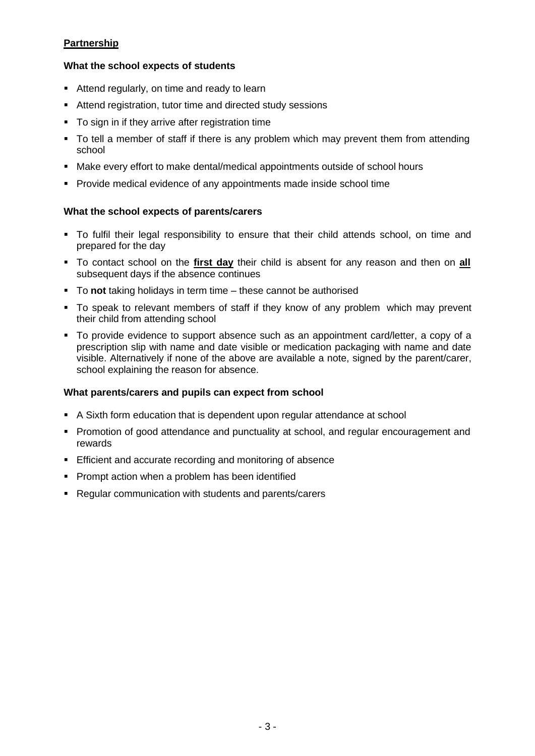## Partnership

### What the school expects of students

- Attend regularly, on time and ready to learn
- Attend registration, tutor time and directed study sessions
- To sign in if they arrive after registration time
- To tell a member of staff if there is any problem which may prevent them from attending school
- Make every effort to make dental/medical appointments outside of school hours
- Provide medical evidence of any appointments made inside school time

### What the school expects of parents/carers

- To fulfil their legal responsibility to ensure that their child attends school, on time and prepared for the day
- To contact school on the **first day** their child is absent for any reason and then on **all** subsequent days if the absence continues
- To **not** taking holidays in term time – these cannot be authorised
- To speak to relevant members of staff if they know of any problem which may prevent their child from attending school
- To provide evidence to support absence such as an appointment card/letter, a copy of a prescription slip with name and date visible or medication packaging with name and date visible. Alternatively if none of the above are available a note, signed by the parent/carer, school explaining the reason for absence.

### What parents/carers and pupils can expect from school

- A Sixth form education that is dependent upon regular attendance at school
- Promotion of good attendance and punctuality at school, and regular encouragement and rewards
- Efficient and accurate recording and monitoring of absence
- Prompt action when a problem has been identified
- Regular communication with students and parents/carers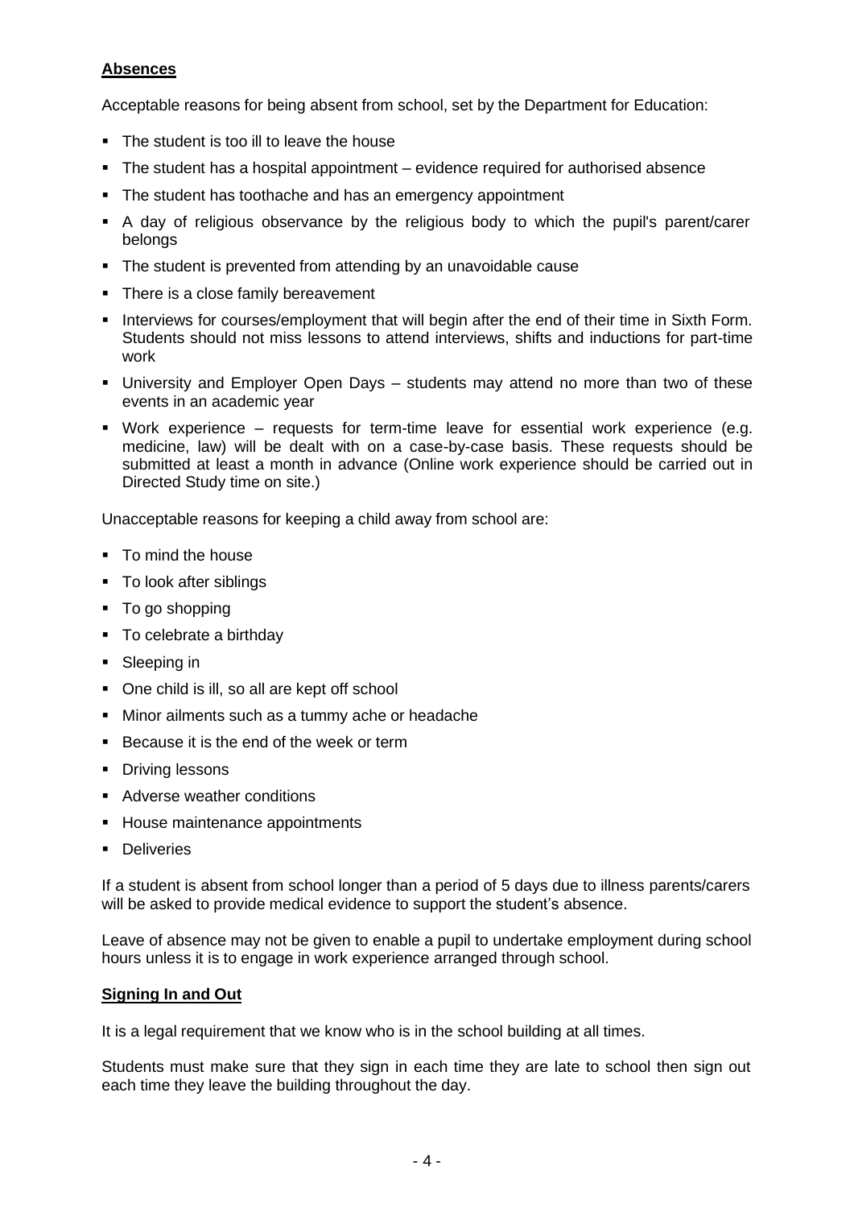**Absences**

Acceptable reasons for being absent from school, set by the Department for Education:

- The student is too ill to leave the house
- The student has a hospital appointment – evidence required for authorised absence
- The student has toothache and has an emergency appointment
- A day of religious observance by the religious body to which the pupil's parent/carer belongs
- The student is prevented from attending by an unavoidable cause
- There is a close family bereavement
- Interviews for courses/employment that will begin after the end of their time in Sixth Form. Students should not miss lessons to attend interviews, shifts and inductions for part-time work
- University and Employer Open Days – students may attend no more than two of these events in an academic year
- Work experience – requests for term-time leave for essential work experience (e.g. medicine, law) will be dealt with on a case-by-case basis. These requests should be submitted at least a month in advance (Online work experience should be carried out in Directed Study time on site.)

Unacceptable reasons for keeping a child away from school are:

- To mind the house
- To look after siblings
- To go shopping
- To celebrate a birthday
- Sleeping in
- One child is ill, so all are kept off school
- Minor ailments such as a tummy ache or headache
- Because it is the end of the week or term
- Driving lessons
- Adverse weather conditions
- House maintenance appointments
- Deliveries

If a student is absent from school longer than a period of 5 days due to illness parents/carers will be asked to provide medical evidence to support the student's absence.

Leave of absence may not be given to enable a pupil to undertake employment during school hours unless it is to engage in work experience arranged through school.

**Signing In and Out**

It is a legal requirement that we know who is in the school building at all times.

Students must make sure that they sign in each time they are late to school then sign out each time they leave the building throughout the day.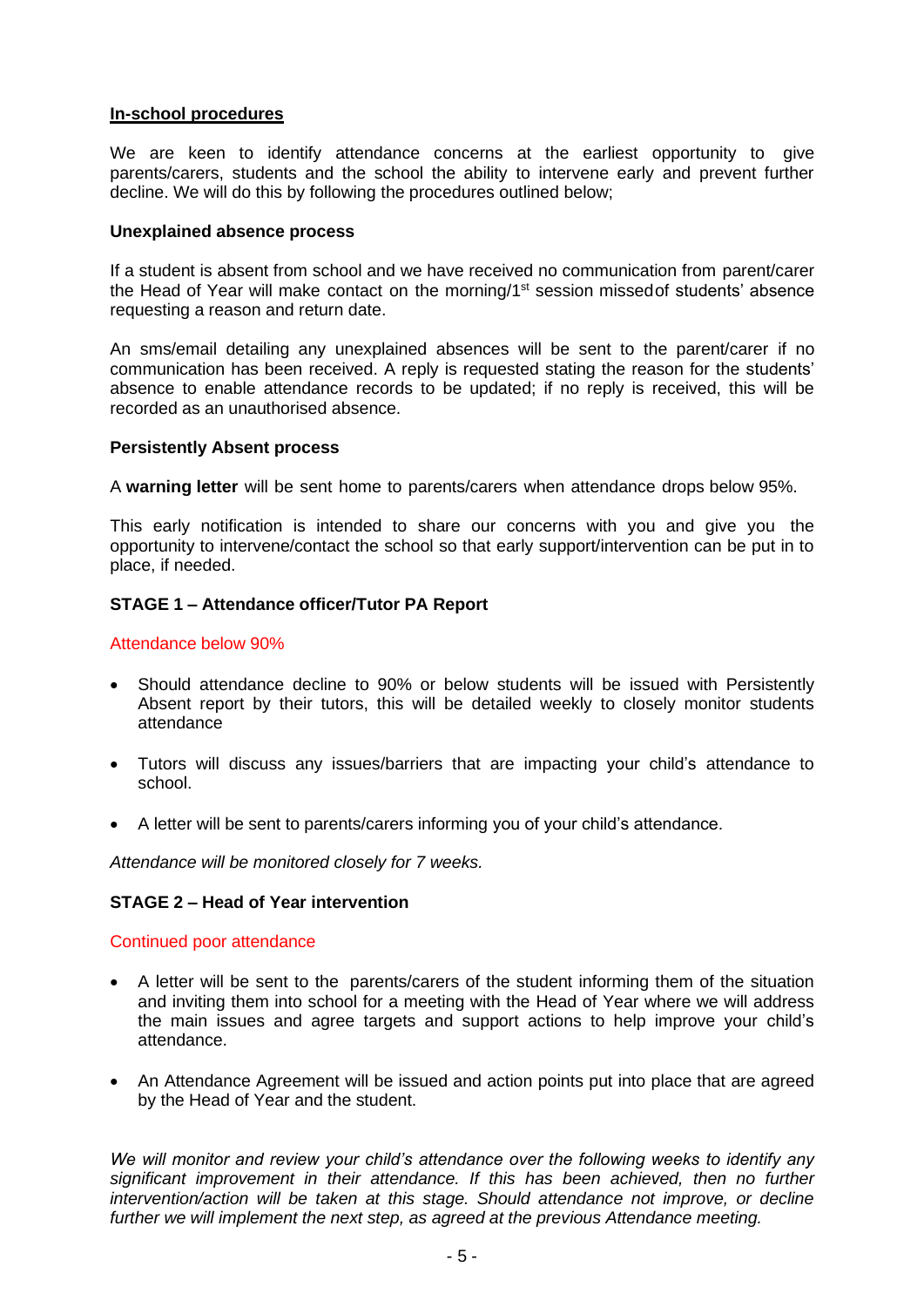## In-school procedures

We are keen to identify attendance concerns at the earliest opportunity to give parents/carers, students and the school the ability to intervene early and prevent further decline. We will do this by following the procedures outlined below;

### Unexplained absence process

If a student is absent from school and we have received no communication from parent/carer the Head of Year will make contact on the morning/1st session missedof students' absence requesting a reason and return date.

An sms/email detailing any unexplained absences will be sent to the parent/carer if no communication has been received. A reply is requested stating the reason for the students' absence to enable attendance records to be updated; if no reply is received, this will be recorded as an unauthorised absence.

### Persistently Absent process

A **warning letter** will be sent home to parents/carers when attendance drops below 95%.

This early notification is intended to share our concerns with you and give you the opportunity to intervene/contact the school so that early support/intervention can be put in to place, if needed.

### STAGE 1 – Attendance officer/Tutor PA Report

Attendance below 90%

- Should attendance decline to 90% or below students will be issued with Persistently Absent report by their tutors, this will be detailed weekly to closely monitor students attendance
- Tutors will discuss any issues/barriers that are impacting your child's attendance to school.
- A letter will be sent to parents/carers informing you of your child's attendance.

*Attendance will be monitored closely for 7 weeks.*

### STAGE 2 – Head of Year intervention

Continued poor attendance

- A letter will be sent to the parents/carers of the student informing them of the situation and inviting them into school for a meeting with the Head of Year where we will address the main issues and agree targets and support actions to help improve your child's attendance.
- An Attendance Agreement will be issued and action points put into place that are agreed by the Head of Year and the student.

*We will monitor and review your child's attendance over the following weeks to identify any significant improvement in their attendance. If this has been achieved, then no further intervention/action will be taken at this stage. Should attendance not improve, or decline further we will implement the next step, as agreed at the previous Attendance meeting.*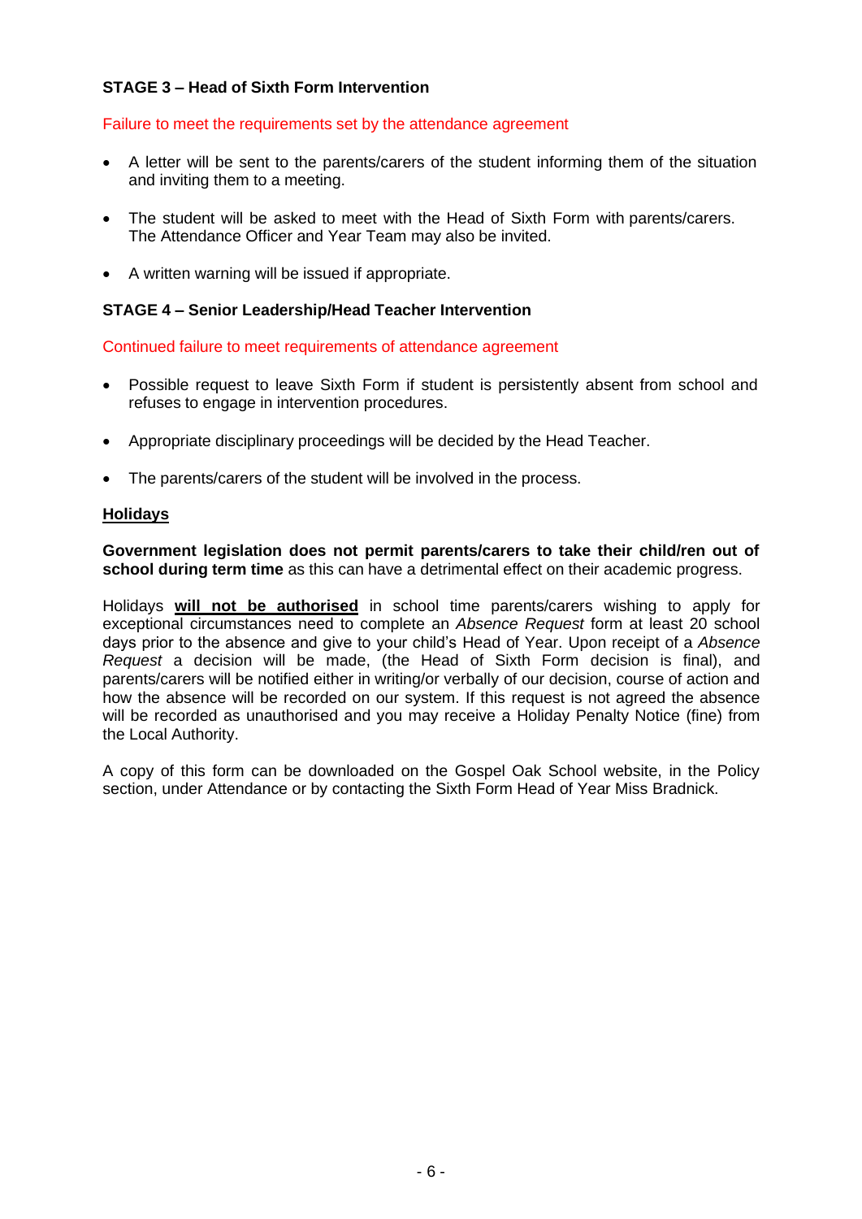**STAGE 3 – Head of Sixth Form Intervention**

Failure to meet the requirements set by the attendance agreement

- A letter will be sent to the parents/carers of the student informing them of the situation and inviting them to a meeting.
- The student will be asked to meet with the Head of Sixth Form with parents/carers. The Attendance Officer and Year Team may also be invited.
- A written warning will be issued if appropriate.

**STAGE 4 – Senior Leadership/Head Teacher Intervention**

Continued failure to meet requirements of attendance agreement

- Possible request to leave Sixth Form if student is persistently absent from school and refuses to engage in intervention procedures.
- Appropriate disciplinary proceedings will be decided by the Head Teacher.
- The parents/carers of the student will be involved in the process.

**Holidays**

**Government legislation does not permit parents/carers to take their child/ren out of school during term time** as this can have a detrimental effect on their academic progress.

Holidays **will not be authorised** in school time parents/carers wishing to apply for exceptional circumstances need to complete an *Absence Request* form at least 20 school days prior to the absence and give to your child's Head of Year. Upon receipt of a *Absence Request* a decision will be made, (the Head of Sixth Form decision is final), and parents/carers will be notified either in writing/or verbally of our decision, course of action and how the absence will be recorded on our system. If this request is not agreed the absence will be recorded as unauthorised and you may receive a Holiday Penalty Notice (fine) from the Local Authority.

A copy of this form can be downloaded on the Gospel Oak School website, in the Policy section, under Attendance or by contacting the Sixth Form Head of Year Miss Bradnick.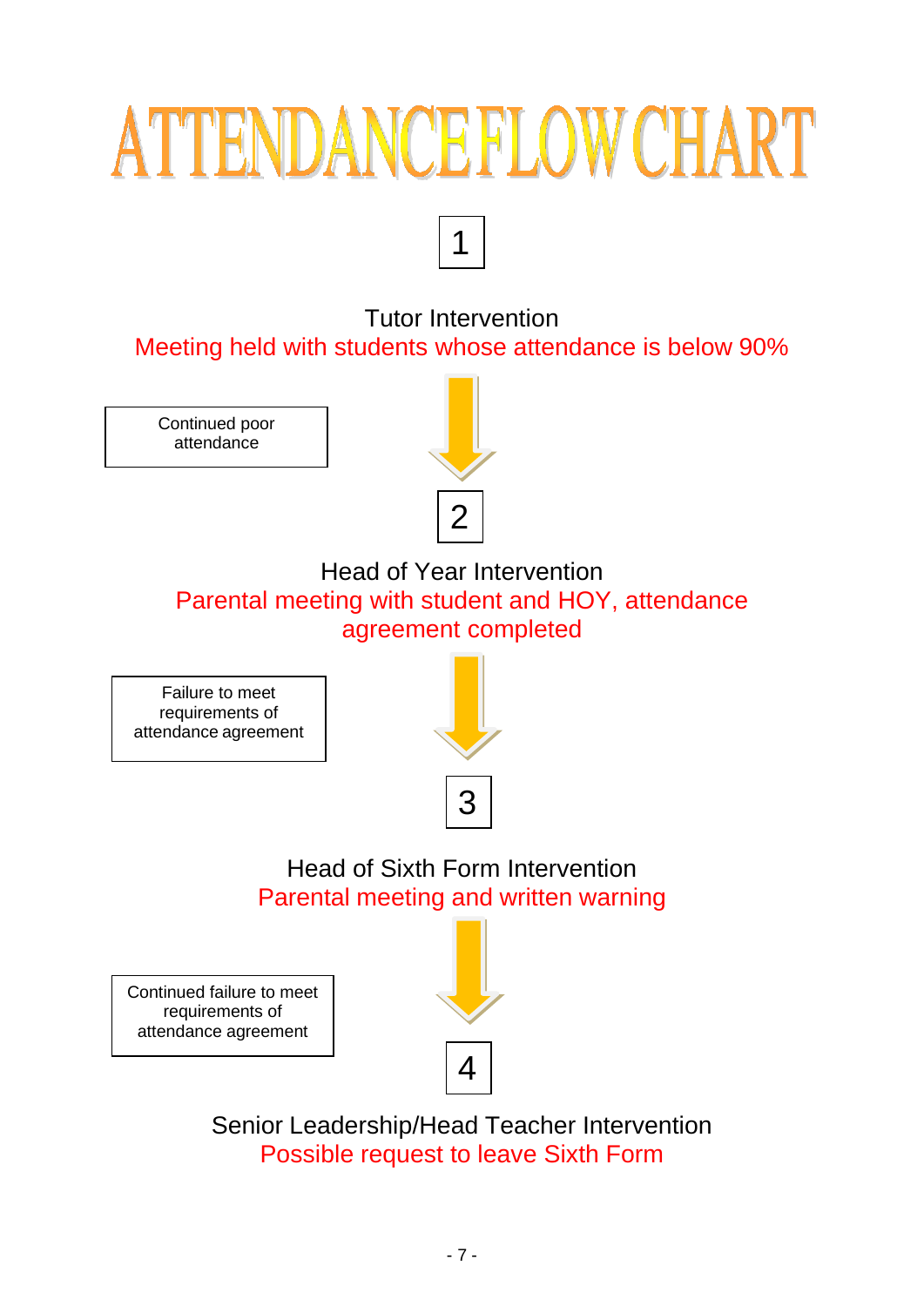# ATTENDANCE FLOW CHART

1

Tutor Intervention

Meeting held with students whose attendance is below 90%

Continued poor attendance

2

Head of Year Intervention

Parental meeting with student and HOY, attendance agreement completed

Failure to meet requirements of attendance agreement

3

Head of Sixth Form Intervention

Parental meeting and written warning

Continued failure to meet requirements of attendance agreement

4

Senior Leadership/Head Teacher Intervention

Possible request to leave Sixth Form